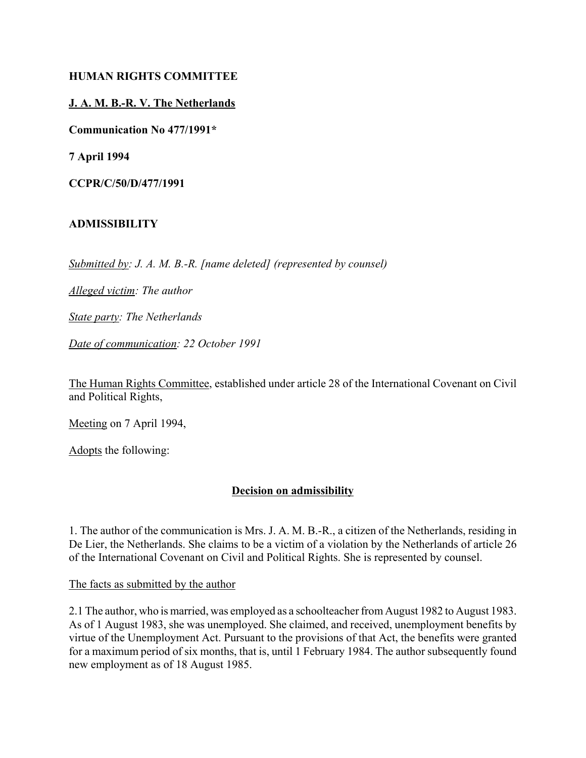**HUMAN RIGHTS COMMITTEE**

**J. A. M. B.-R. V. The Netherlands**

**Communication No 477/1991***

**7 April 1994**

**CCPR/C/50/D/477/1991**

**ADMISSIBILITY**

*Submitted by: J. A. M. B.-R. [name deleted] (represented by counsel)*

*Alleged victim: The author*

*State party: The Netherlands*

*Date of communication: 22 October 1991*

The Human Rights Committee, established under article 28 of the International Covenant on Civil and Political Rights,

Meeting on 7 April 1994,

Adopts the following:

**Decision on admissibility**

1. The author of the communication is Mrs. J. A. M. B.-R., a citizen of the Netherlands, residing in De Lier, the Netherlands. She claims to be a victim of a violation by the Netherlands of article 26 of the International Covenant on Civil and Political Rights. She is represented by counsel.

The facts as submitted by the author

2.1 The author, who is married, was employed as a schoolteacher from August 1982 to August 1983. As of 1 August 1983, she was unemployed. She claimed, and received, unemployment benefits by virtue of the Unemployment Act. Pursuant to the provisions of that Act, the benefits were granted for a maximum period of six months, that is, until 1 February 1984. The author subsequently found new employment as of 18 August 1985.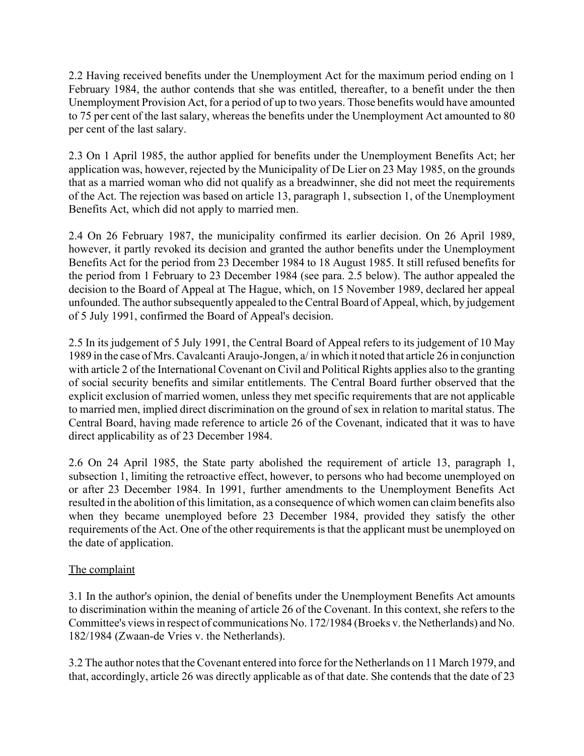2.2 Having received benefits under the Unemployment Act for the maximum period ending on 1 February 1984, the author contends that she was entitled, thereafter, to a benefit under the then Unemployment Provision Act, for a period of up to two years. Those benefits would have amounted to 75 per cent of the last salary, whereas the benefits under the Unemployment Act amounted to 80 per cent of the last salary.

2.3 On 1 April 1985, the author applied for benefits under the Unemployment Benefits Act; her application was, however, rejected by the Municipality of De Lier on 23 May 1985, on the grounds that as a married woman who did not qualify as a breadwinner, she did not meet the requirements of the Act. The rejection was based on article 13, paragraph 1, subsection 1, of the Unemployment Benefits Act, which did not apply to married men.

2.4 On 26 February 1987, the municipality confirmed its earlier decision. On 26 April 1989, however, it partly revoked its decision and granted the author benefits under the Unemployment Benefits Act for the period from 23 December 1984 to 18 August 1985. It still refused benefits for the period from 1 February to 23 December 1984 (see para. 2.5 below). The author appealed the decision to the Board of Appeal at The Hague, which, on 15 November 1989, declared her appeal unfounded. The author subsequently appealed to the Central Board of Appeal, which, by judgement of 5 July 1991, confirmed the Board of Appeal's decision.

2.5 In its judgement of 5 July 1991, the Central Board of Appeal refers to its judgement of 10 May 1989 in the case of Mrs. Cavalcanti Araujo-Jongen, a/ in which it noted that article 26 in conjunction with article 2 of the International Covenant on Civil and Political Rights applies also to the granting of social security benefits and similar entitlements. The Central Board further observed that the explicit exclusion of married women, unless they met specific requirements that are not applicable to married men, implied direct discrimination on the ground of sex in relation to marital status. The Central Board, having made reference to article 26 of the Covenant, indicated that it was to have direct applicability as of 23 December 1984.

2.6 On 24 April 1985, the State party abolished the requirement of article 13, paragraph 1, subsection 1, limiting the retroactive effect, however, to persons who had become unemployed on or after 23 December 1984. In 1991, further amendments to the Unemployment Benefits Act resulted in the abolition of this limitation, as a consequence of which women can claim benefits also when they became unemployed before 23 December 1984, provided they satisfy the other requirements of the Act. One of the other requirements is that the applicant must be unemployed on the date of application.

## The complaint

3.1 In the author's opinion, the denial of benefits under the Unemployment Benefits Act amounts to discrimination within the meaning of article 26 of the Covenant. In this context, she refers to the Committee's views in respect of communications No. 172/1984 (Broeks v. the Netherlands) and No. 182/1984 (Zwaan-de Vries v. the Netherlands).

3.2 The author notes that the Covenant entered into force for the Netherlands on 11 March 1979, and that, accordingly, article 26 was directly applicable as of that date. She contends that the date of 23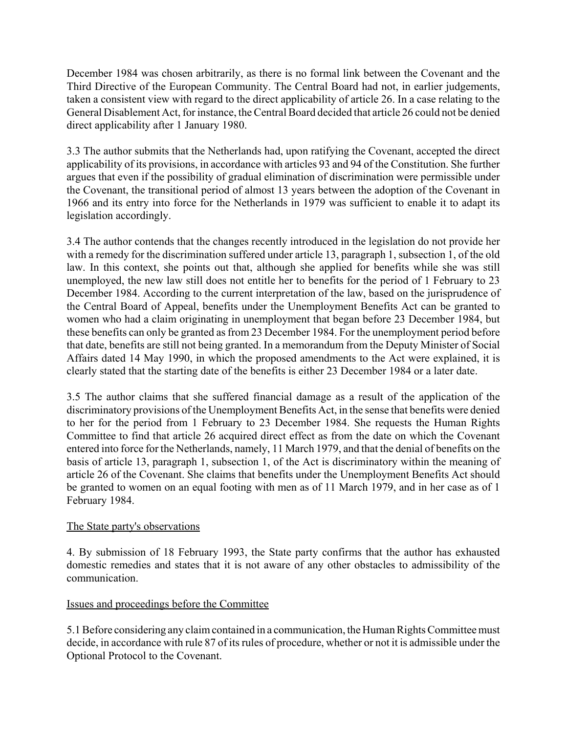December 1984 was chosen arbitrarily, as there is no formal link between the Covenant and the Third Directive of the European Community. The Central Board had not, in earlier judgements, taken a consistent view with regard to the direct applicability of article 26. In a case relating to the General Disablement Act, for instance, the Central Board decided that article 26 could not be denied direct applicability after 1 January 1980.

3.3 The author submits that the Netherlands had, upon ratifying the Covenant, accepted the direct applicability of its provisions, in accordance with articles 93 and 94 of the Constitution. She further argues that even if the possibility of gradual elimination of discrimination were permissible under the Covenant, the transitional period of almost 13 years between the adoption of the Covenant in 1966 and its entry into force for the Netherlands in 1979 was sufficient to enable it to adapt its legislation accordingly.

3.4 The author contends that the changes recently introduced in the legislation do not provide her with a remedy for the discrimination suffered under article 13, paragraph 1, subsection 1, of the old law. In this context, she points out that, although she applied for benefits while she was still unemployed, the new law still does not entitle her to benefits for the period of 1 February to 23 December 1984. According to the current interpretation of the law, based on the jurisprudence of the Central Board of Appeal, benefits under the Unemployment Benefits Act can be granted to women who had a claim originating in unemployment that began before 23 December 1984, but these benefits can only be granted as from 23 December 1984. For the unemployment period before that date, benefits are still not being granted. In a memorandum from the Deputy Minister of Social Affairs dated 14 May 1990, in which the proposed amendments to the Act were explained, it is clearly stated that the starting date of the benefits is either 23 December 1984 or a later date.

3.5 The author claims that she suffered financial damage as a result of the application of the discriminatory provisions of the Unemployment Benefits Act, in the sense that benefits were denied to her for the period from 1 February to 23 December 1984. She requests the Human Rights Committee to find that article 26 acquired direct effect as from the date on which the Covenant entered into force for the Netherlands, namely, 11 March 1979, and that the denial of benefits on the basis of article 13, paragraph 1, subsection 1, of the Act is discriminatory within the meaning of article 26 of the Covenant. She claims that benefits under the Unemployment Benefits Act should be granted to women on an equal footing with men as of 11 March 1979, and in her case as of 1 February 1984.

<u>The State party's observations</u>

4. By submission of 18 February 1993, the State party confirms that the author has exhausted domestic remedies and states that it is not aware of any other obstacles to admissibility of the communication.

<u>Issues and proceedings before the Committee</u>

5.1 Before considering any claim contained in a communication, the Human Rights Committee must decide, in accordance with rule 87 of its rules of procedure, whether or not it is admissible under the Optional Protocol to the Covenant.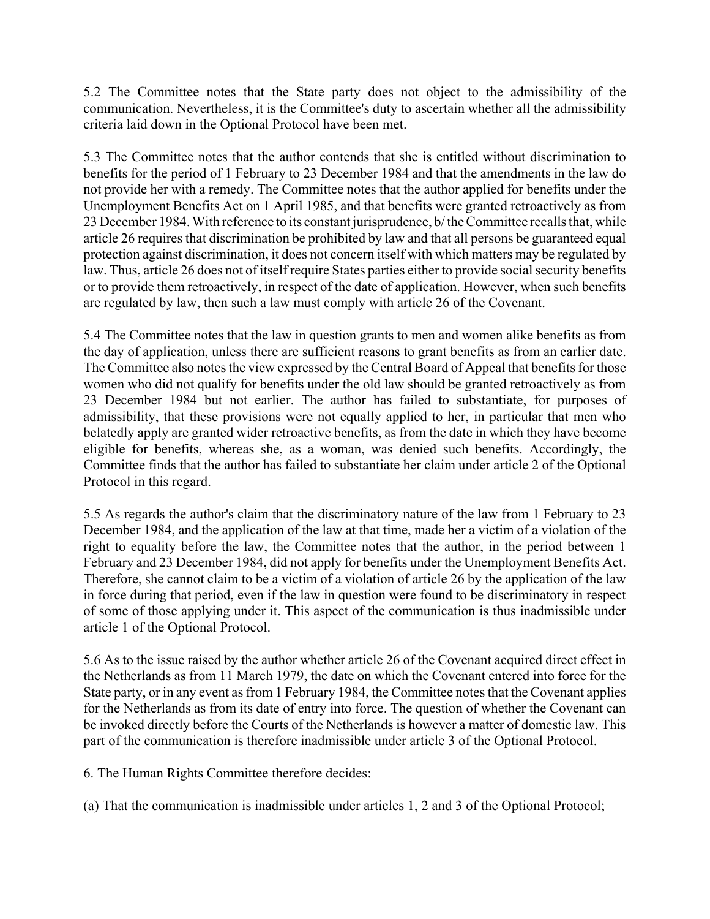5.2 The Committee notes that the State party does not object to the admissibility of the communication. Nevertheless, it is the Committee's duty to ascertain whether all the admissibility criteria laid down in the Optional Protocol have been met.

5.3 The Committee notes that the author contends that she is entitled without discrimination to benefits for the period of 1 February to 23 December 1984 and that the amendments in the law do not provide her with a remedy. The Committee notes that the author applied for benefits under the Unemployment Benefits Act on 1 April 1985, and that benefits were granted retroactively as from 23 December 1984. With reference to its constant jurisprudence, b/ the Committee recalls that, while article 26 requires that discrimination be prohibited by law and that all persons be guaranteed equal protection against discrimination, it does not concern itself with which matters may be regulated by law. Thus, article 26 does not of itself require States parties either to provide social security benefits or to provide them retroactively, in respect of the date of application. However, when such benefits are regulated by law, then such a law must comply with article 26 of the Covenant.

5.4 The Committee notes that the law in question grants to men and women alike benefits as from the day of application, unless there are sufficient reasons to grant benefits as from an earlier date. The Committee also notes the view expressed by the Central Board of Appeal that benefits for those women who did not qualify for benefits under the old law should be granted retroactively as from 23 December 1984 but not earlier. The author has failed to substantiate, for purposes of admissibility, that these provisions were not equally applied to her, in particular that men who belatedly apply are granted wider retroactive benefits, as from the date in which they have become eligible for benefits, whereas she, as a woman, was denied such benefits. Accordingly, the Committee finds that the author has failed to substantiate her claim under article 2 of the Optional Protocol in this regard.

5.5 As regards the author's claim that the discriminatory nature of the law from 1 February to 23 December 1984, and the application of the law at that time, made her a victim of a violation of the right to equality before the law, the Committee notes that the author, in the period between 1 February and 23 December 1984, did not apply for benefits under the Unemployment Benefits Act. Therefore, she cannot claim to be a victim of a violation of article 26 by the application of the law in force during that period, even if the law in question were found to be discriminatory in respect of some of those applying under it. This aspect of the communication is thus inadmissible under article 1 of the Optional Protocol.

5.6 As to the issue raised by the author whether article 26 of the Covenant acquired direct effect in the Netherlands as from 11 March 1979, the date on which the Covenant entered into force for the State party, or in any event as from 1 February 1984, the Committee notes that the Covenant applies for the Netherlands as from its date of entry into force. The question of whether the Covenant can be invoked directly before the Courts of the Netherlands is however a matter of domestic law. This part of the communication is therefore inadmissible under article 3 of the Optional Protocol.

6. The Human Rights Committee therefore decides:

(a) That the communication is inadmissible under articles 1, 2 and 3 of the Optional Protocol;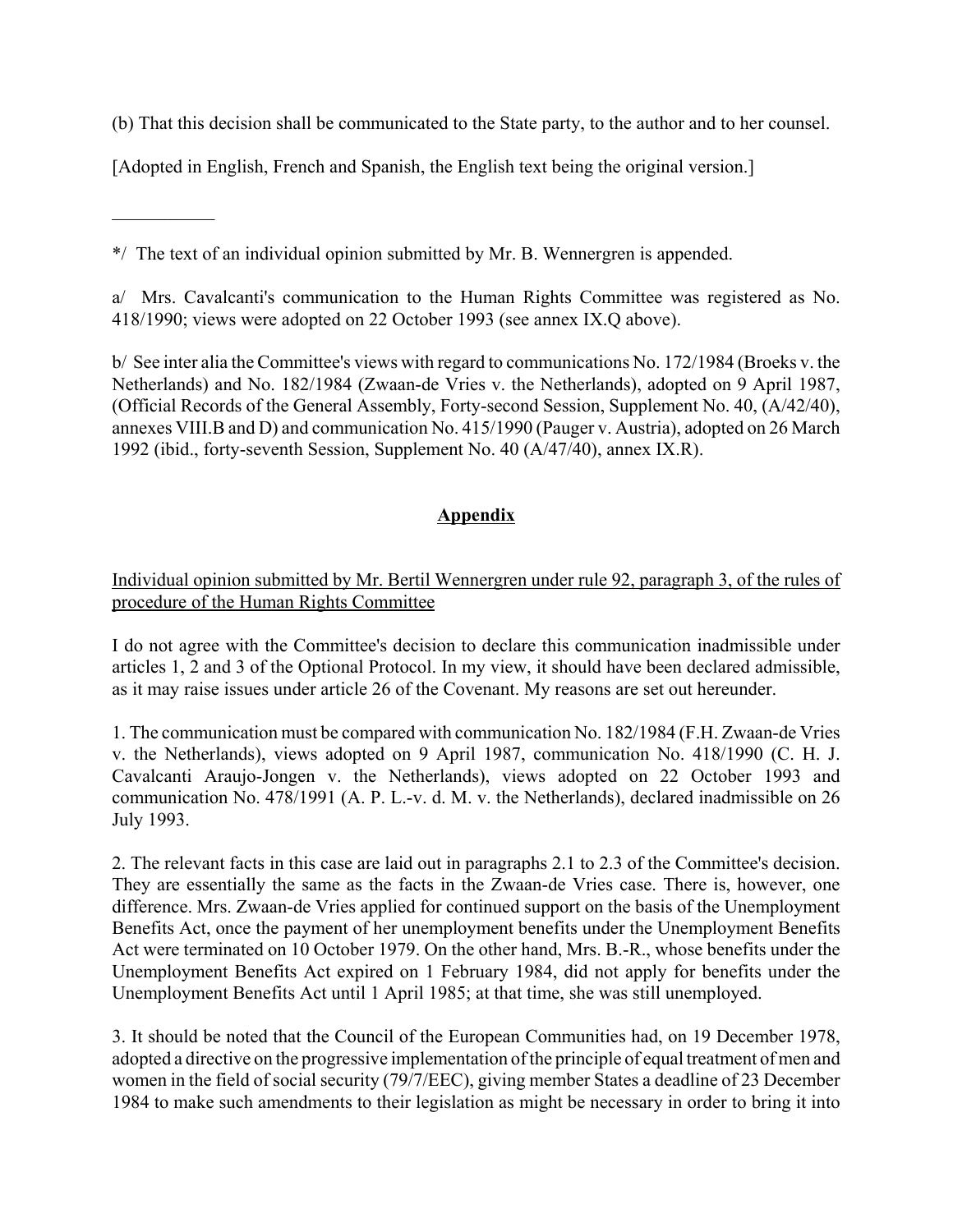(b) That this decision shall be communicated to the State party, to the author and to her counsel.

[Adopted in English, French and Spanish, the English text being the original version.]

___________

*/ The text of an individual opinion submitted by Mr. B. Wennergren is appended.

a/ Mrs. Cavalcanti's communication to the Human Rights Committee was registered as No. 418/1990; views were adopted on 22 October 1993 (see annex IX.Q above).

b/ See inter alia the Committee's views with regard to communications No. 172/1984 (Broeks v. the Netherlands) and No. 182/1984 (Zwaan-de Vries v. the Netherlands), adopted on 9 April 1987, (Official Records of the General Assembly, Forty-second Session, Supplement No. 40, (A/42/40), annexes VIII.B and D) and communication No. 415/1990 (Pauger v. Austria), adopted on 26 March 1992 (ibid., forty-seventh Session, Supplement No. 40 (A/47/40), annex IX.R).

## Appendix

Individual opinion submitted by Mr. Bertil Wennergren under rule 92, paragraph 3, of the rules of procedure of the Human Rights Committee

I do not agree with the Committee's decision to declare this communication inadmissible under articles 1, 2 and 3 of the Optional Protocol. In my view, it should have been declared admissible, as it may raise issues under article 26 of the Covenant. My reasons are set out hereunder.

1. The communication must be compared with communication No. 182/1984 (F.H. Zwaan-de Vries v. the Netherlands), views adopted on 9 April 1987, communication No. 418/1990 (C. H. J. Cavalcanti Araujo-Jongen v. the Netherlands), views adopted on 22 October 1993 and communication No. 478/1991 (A. P. L.-v. d. M. v. the Netherlands), declared inadmissible on 26 July 1993.

2. The relevant facts in this case are laid out in paragraphs 2.1 to 2.3 of the Committee's decision. They are essentially the same as the facts in the Zwaan-de Vries case. There is, however, one difference. Mrs. Zwaan-de Vries applied for continued support on the basis of the Unemployment Benefits Act, once the payment of her unemployment benefits under the Unemployment Benefits Act were terminated on 10 October 1979. On the other hand, Mrs. B.-R., whose benefits under the Unemployment Benefits Act expired on 1 February 1984, did not apply for benefits under the Unemployment Benefits Act until 1 April 1985; at that time, she was still unemployed.

3. It should be noted that the Council of the European Communities had, on 19 December 1978, adopted a directive on the progressive implementation of the principle of equal treatment of men and women in the field of social security (79/7/EEC), giving member States a deadline of 23 December 1984 to make such amendments to their legislation as might be necessary in order to bring it into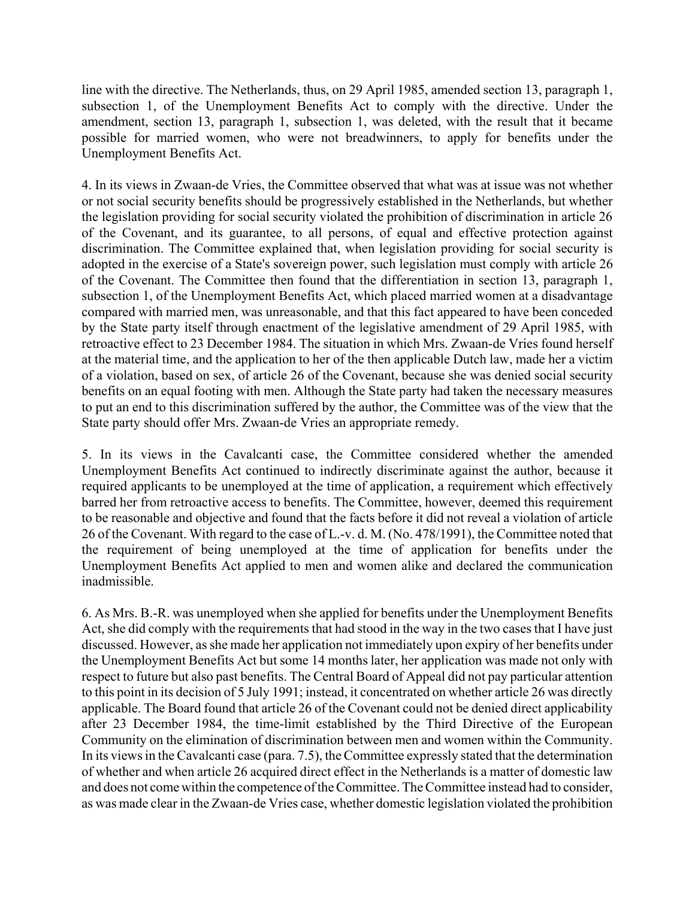line with the directive. The Netherlands, thus, on 29 April 1985, amended section 13, paragraph 1, subsection 1, of the Unemployment Benefits Act to comply with the directive. Under the amendment, section 13, paragraph 1, subsection 1, was deleted, with the result that it became possible for married women, who were not breadwinners, to apply for benefits under the Unemployment Benefits Act.

4. In its views in Zwaan-de Vries, the Committee observed that what was at issue was not whether or not social security benefits should be progressively established in the Netherlands, but whether the legislation providing for social security violated the prohibition of discrimination in article 26 of the Covenant, and its guarantee, to all persons, of equal and effective protection against discrimination. The Committee explained that, when legislation providing for social security is adopted in the exercise of a State's sovereign power, such legislation must comply with article 26 of the Covenant. The Committee then found that the differentiation in section 13, paragraph 1, subsection 1, of the Unemployment Benefits Act, which placed married women at a disadvantage compared with married men, was unreasonable, and that this fact appeared to have been conceded by the State party itself through enactment of the legislative amendment of 29 April 1985, with retroactive effect to 23 December 1984. The situation in which Mrs. Zwaan-de Vries found herself at the material time, and the application to her of the then applicable Dutch law, made her a victim of a violation, based on sex, of article 26 of the Covenant, because she was denied social security benefits on an equal footing with men. Although the State party had taken the necessary measures to put an end to this discrimination suffered by the author, the Committee was of the view that the State party should offer Mrs. Zwaan-de Vries an appropriate remedy.

5. In its views in the Cavalcanti case, the Committee considered whether the amended Unemployment Benefits Act continued to indirectly discriminate against the author, because it required applicants to be unemployed at the time of application, a requirement which effectively barred her from retroactive access to benefits. The Committee, however, deemed this requirement to be reasonable and objective and found that the facts before it did not reveal a violation of article 26 of the Covenant. With regard to the case of L.-v. d. M. (No. 478/1991), the Committee noted that the requirement of being unemployed at the time of application for benefits under the Unemployment Benefits Act applied to men and women alike and declared the communication inadmissible.

6. As Mrs. B.-R. was unemployed when she applied for benefits under the Unemployment Benefits Act, she did comply with the requirements that had stood in the way in the two cases that I have just discussed. However, as she made her application not immediately upon expiry of her benefits under the Unemployment Benefits Act but some 14 months later, her application was made not only with respect to future but also past benefits. The Central Board of Appeal did not pay particular attention to this point in its decision of 5 July 1991; instead, it concentrated on whether article 26 was directly applicable. The Board found that article 26 of the Covenant could not be denied direct applicability after 23 December 1984, the time-limit established by the Third Directive of the European Community on the elimination of discrimination between men and women within the Community. In its views in the Cavalcanti case (para. 7.5), the Committee expressly stated that the determination of whether and when article 26 acquired direct effect in the Netherlands is a matter of domestic law and does not come within the competence of the Committee. The Committee instead had to consider, as was made clear in the Zwaan-de Vries case, whether domestic legislation violated the prohibition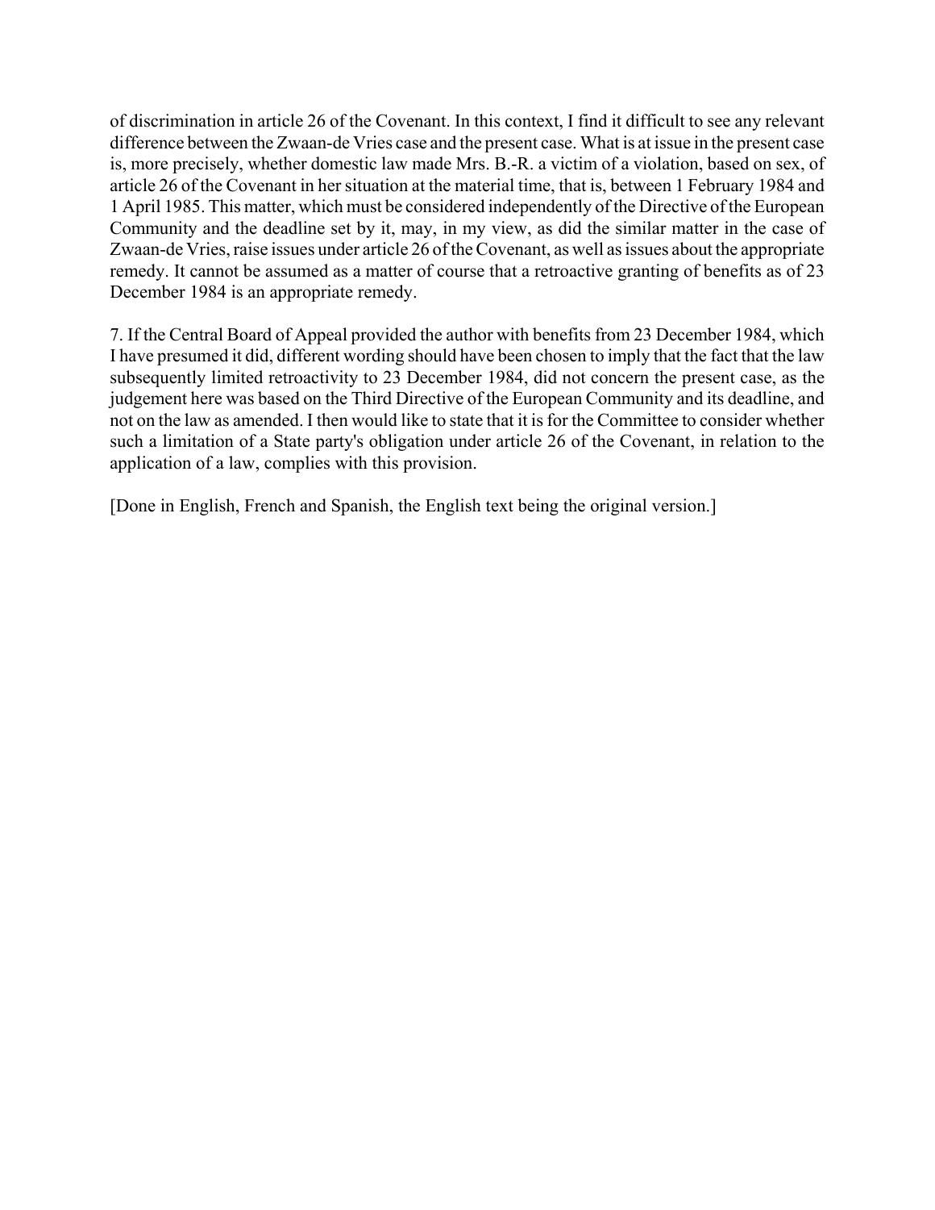of discrimination in article 26 of the Covenant. In this context, I find it difficult to see any relevant difference between the Zwaan-de Vries case and the present case. What is at issue in the present case is, more precisely, whether domestic law made Mrs. B.-R. a victim of a violation, based on sex, of article 26 of the Covenant in her situation at the material time, that is, between 1 February 1984 and 1 April 1985. This matter, which must be considered independently of the Directive of the European Community and the deadline set by it, may, in my view, as did the similar matter in the case of Zwaan-de Vries, raise issues under article 26 of the Covenant, as well as issues about the appropriate remedy. It cannot be assumed as a matter of course that a retroactive granting of benefits as of 23 December 1984 is an appropriate remedy.

7. If the Central Board of Appeal provided the author with benefits from 23 December 1984, which I have presumed it did, different wording should have been chosen to imply that the fact that the law subsequently limited retroactivity to 23 December 1984, did not concern the present case, as the judgement here was based on the Third Directive of the European Community and its deadline, and not on the law as amended. I then would like to state that it is for the Committee to consider whether such a limitation of a State party's obligation under article 26 of the Covenant, in relation to the application of a law, complies with this provision.

[Done in English, French and Spanish, the English text being the original version.]